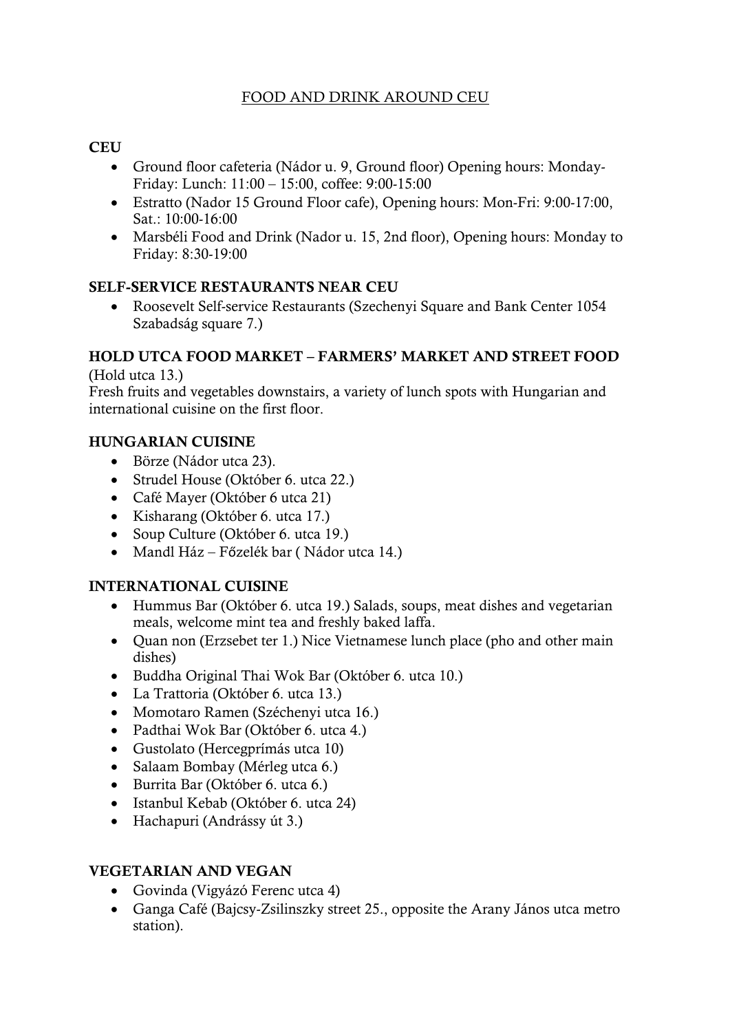# FOOD AND DRINK AROUND CEU

## CEU

- Ground floor cafeteria (Nádor u. 9, Ground floor) Opening hours: Monday-Friday: Lunch: 11:00 – 15:00, coffee: 9:00-15:00
- Estratto (Nador 15 Ground Floor cafe), Opening hours: Mon-Fri: 9:00-17:00, Sat.: 10:00-16:00
- Marsbéli Food and Drink (Nador u. 15, 2nd floor), Opening hours: Monday to Friday: 8:30-19:00

## SELF-SERVICE RESTAURANTS NEAR CEU

- Roosevelt Self-service Restaurants (Szechenyi Square and Bank Center 1054 Szabadság square 7.)

## HOLD UTCA FOOD MARKET – FARMERS' MARKET AND STREET FOOD

(Hold utca 13.)

Fresh fruits and vegetables downstairs, a variety of lunch spots with Hungarian and international cuisine on the first floor.

## HUNGARIAN CUISINE

- Börze (Nádor utca 23).
- Strudel House (Október 6. utca 22.)
- Café Mayer (Október 6 utca 21)
- Kisharang (Október 6. utca 17.)
- Soup Culture (Október 6. utca 19.)
- Mandl Ház – Főzelék bar ( Nádor utca 14.)

## INTERNATIONAL CUISINE

- Hummus Bar (Október 6. utca 19.) Salads, soups, meat dishes and vegetarian meals, welcome mint tea and freshly baked laffa.
- Quan non (Erzsebet ter 1.) Nice Vietnamese lunch place (pho and other main dishes)
- Buddha Original Thai Wok Bar (Október 6. utca 10.)
- La Trattoria (Október 6. utca 13.)
- Momotaro Ramen (Széchenyi utca 16.)
- Padthai Wok Bar (Október 6. utca 4.)
- Gustolato (Hercegprímás utca 10)
- Salaam Bombay (Mérleg utca 6.)
- Burrita Bar (Október 6. utca 6.)
- Istanbul Kebab (Október 6. utca 24)
- Hachapuri (Andrássy út 3.)

## VEGETARIAN AND VEGAN

- Govinda (Vigyázó Ferenc utca 4)
- Ganga Café (Bajcsy-Zsilinszky street 25., opposite the Arany János utca metro station).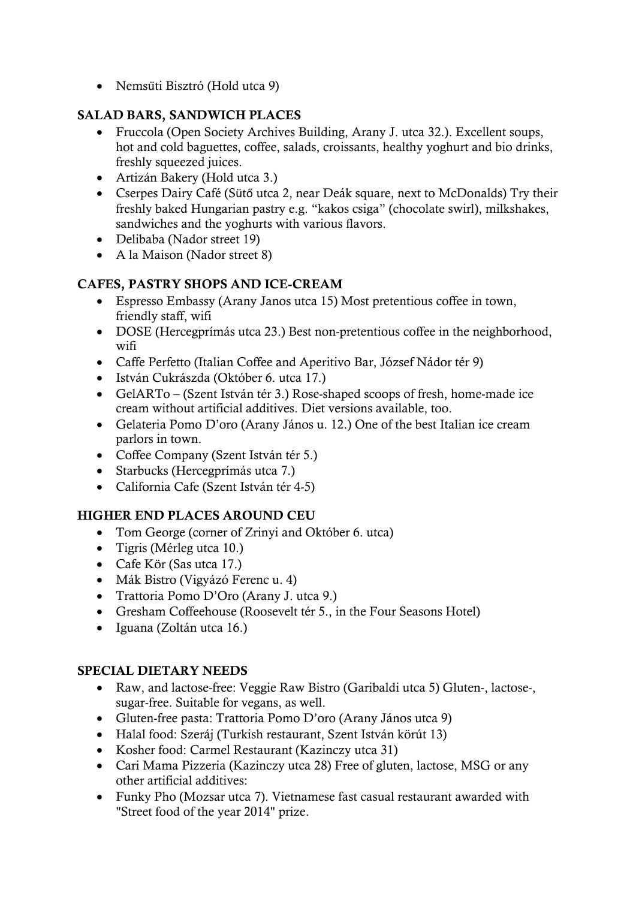- Nemsüti Bisztró (Hold utca 9)

## SALAD BARS, SANDWICH PLACES

- Fruccola (Open Society Archives Building, Arany J. utca 32.). Excellent soups, hot and cold baguettes, coffee, salads, croissants, healthy yoghurt and bio drinks, freshly squeezed juices.
- Artizán Bakery (Hold utca 3.)
- Cserpes Dairy Café (Sütő utca 2, near Deák square, next to McDonalds) Try their freshly baked Hungarian pastry e.g. "kakos csiga" (chocolate swirl), milkshakes, sandwiches and the yoghurts with various flavors.
- Delibaba (Nador street 19)
- A la Maison (Nador street 8)

## CAFES, PASTRY SHOPS AND ICE-CREAM

- Espresso Embassy (Arany Janos utca 15) Most pretentious coffee in town, friendly staff, wifi
- DOSE (Hercegprímás utca 23.) Best non-pretentious coffee in the neighborhood, wifi
- Caffe Perfetto (Italian Coffee and Aperitivo Bar, József Nádor tér 9)
- István Cukrászda (Október 6. utca 17.)
- GelARTo – (Szent István tér 3.) Rose-shaped scoops of fresh, home-made ice cream without artificial additives. Diet versions available, too.
- Gelateria Pomo D'oro (Arany János u. 12.) One of the best Italian ice cream parlors in town.
- Coffee Company (Szent István tér 5.)
- Starbucks (Hercegprímás utca 7.)
- California Cafe (Szent István tér 4-5)

## HIGHER END PLACES AROUND CEU

- Tom George (corner of Zrinyi and Október 6. utca)
- Tigris (Mérleg utca 10.)
- Cafe Kör (Sas utca 17.)
- Mák Bistro (Vigyázó Ferenc u. 4)
- Trattoria Pomo D'Oro (Arany J. utca 9.)
- Gresham Coffeehouse (Roosevelt tér 5., in the Four Seasons Hotel)
- Iguana (Zoltán utca 16.)

## SPECIAL DIETARY NEEDS

- Raw, and lactose-free: Veggie Raw Bistro (Garibaldi utca 5) Gluten-, lactose-, sugar-free. Suitable for vegans, as well.
- Gluten-free pasta: Trattoria Pomo D'oro (Arany János utca 9)
- Halal food: Szeráj (Turkish restaurant, Szent István körút 13)
- Kosher food: Carmel Restaurant (Kazinczy utca 31)
- Cari Mama Pizzeria (Kazinczy utca 28) Free of gluten, lactose, MSG or any other artificial additives:
- Funky Pho (Mozsar utca 7). Vietnamese fast casual restaurant awarded with "Street food of the year 2014" prize.